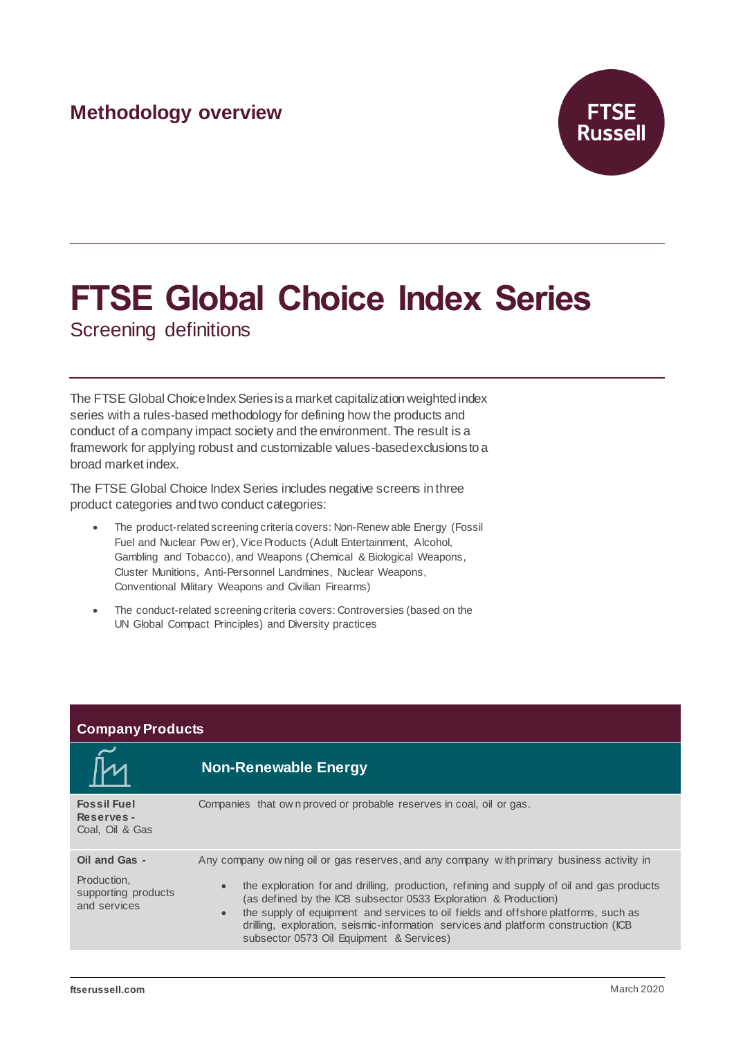Methodology overview

FTSE Russell

# FTSE Global Choice Index Series

## Screening definitions

The FTSE Global Choice Index Series is a market capitalization weighted index series with a rules-based methodology for defining how the products and conduct of a company impact society and the environment. The result is a framework for applying robust and customizable values-based exclusions to a broad market index.

The FTSE Global Choice Index Series includes negative screens in three product categories and two conduct categories:

- The product-related screening criteria covers: Non-Renewable Energy (Fossil Fuel and Nuclear Power), Vice Products (Adult Entertainment, Alcohol, Gambling and Tobacco), and Weapons (Chemical & Biological Weapons, Cluster Munitions, Anti-Personnel Landmines, Nuclear Weapons, Conventional Military Weapons and Civilian Firearms)
- The conduct-related screening criteria covers: Controversies (based on the UN Global Compact Principles) and Diversity practices

## Company Products

### Non-Renewable Energy

| | |
|---|---|
| **Fossil Fuel Reserves -** Coal, Oil & Gas | Companies that own proved or probable reserves in coal, oil or gas. |
| **Oil and Gas -** Production, supporting products and services | Any company owning oil or gas reserves, and any company with primary business activity in<br>• the exploration for and drilling, production, refining and supply of oil and gas products (as defined by the ICB subsector 0533 Exploration & Production)<br>• the supply of equipment and services to oil fields and offshore platforms, such as drilling, exploration, seismic-information services and platform construction (ICB subsector 0573 Oil Equipment & Services) |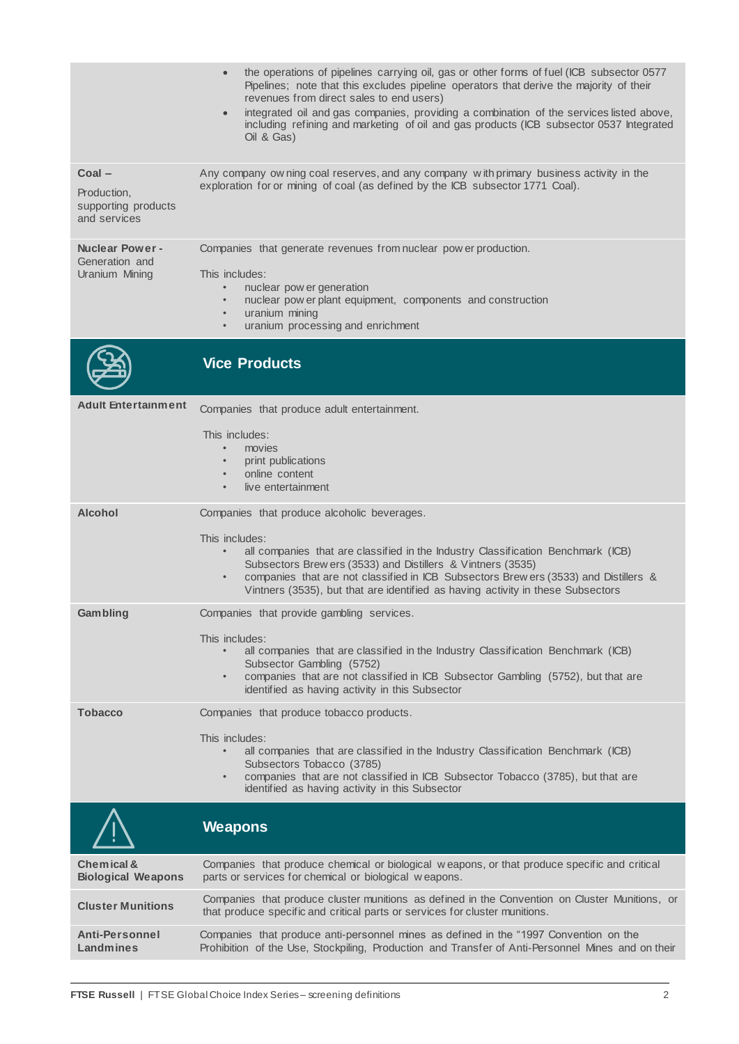| | |
|---|---|
| | • the operations of pipelines carrying oil, gas or other forms of fuel (ICB subsector 0577 Pipelines; note that this excludes pipeline operators that derive the majority of their revenues from direct sales to end users)<br>• integrated oil and gas companies, providing a combination of the services listed above, including refining and marketing of oil and gas products (ICB subsector 0537 Integrated Oil & Gas) |
| **Coal –** Production, supporting products and services | Any company owning coal reserves, and any company with primary business activity in the exploration for or mining of coal (as defined by the ICB subsector 1771 Coal). |
| **Nuclear Power -** Generation and Uranium Mining | Companies that generate revenues from nuclear power production.<br><br>This includes:<br>• nuclear power generation<br>• nuclear power plant equipment, components and construction<br>• uranium mining<br>• uranium processing and enrichment |

## Vice Products

| | |
|---|---|
| **Adult Entertainment** | Companies that produce adult entertainment.<br><br>This includes:<br>• movies<br>• print publications<br>• online content<br>• live entertainment |
| **Alcohol** | Companies that produce alcoholic beverages.<br><br>This includes:<br>• all companies that are classified in the Industry Classification Benchmark (ICB) Subsectors Brewers (3533) and Distillers & Vintners (3535)<br>• companies that are not classified in ICB Subsectors Brewers (3533) and Distillers & Vintners (3535), but that are identified as having activity in these Subsectors |
| **Gambling** | Companies that provide gambling services.<br><br>This includes:<br>• all companies that are classified in the Industry Classification Benchmark (ICB) Subsector Gambling (5752)<br>• companies that are not classified in ICB Subsector Gambling (5752), but that are identified as having activity in this Subsector |
| **Tobacco** | Companies that produce tobacco products.<br><br>This includes:<br>• all companies that are classified in the Industry Classification Benchmark (ICB) Subsectors Tobacco (3785)<br>• companies that are not classified in ICB Subsector Tobacco (3785), but that are identified as having activity in this Subsector |

## Weapons

| | |
|---|---|
| **Chemical & Biological Weapons** | Companies that produce chemical or biological weapons, or that produce specific and critical parts or services for chemical or biological weapons. |
| **Cluster Munitions** | Companies that produce cluster munitions as defined in the Convention on Cluster Munitions, or that produce specific and critical parts or services for cluster munitions. |
| **Anti-Personnel Landmines** | Companies that produce anti-personnel mines as defined in the "1997 Convention on the Prohibition of the Use, Stockpiling, Production and Transfer of Anti-Personnel Mines and on their |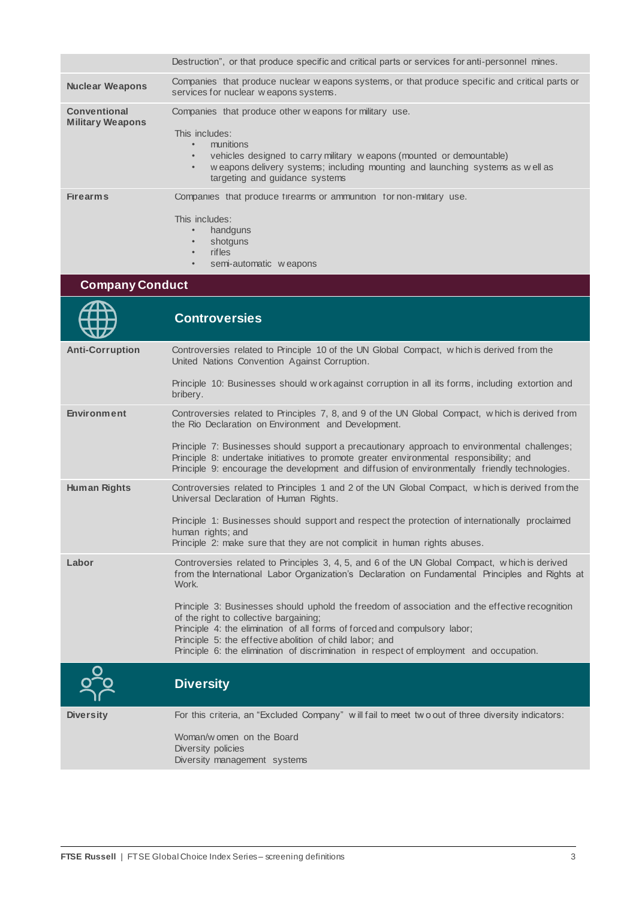| | |
|---|---|
| | Destruction", or that produce specific and critical parts or services for anti-personnel mines. |
| **Nuclear Weapons** | Companies that produce nuclear weapons systems, or that produce specific and critical parts or services for nuclear weapons systems. |
| **Conventional Military Weapons** | Companies that produce other weapons for military use.<br><br>This includes:<br>• munitions<br>• vehicles designed to carry military weapons (mounted or demountable)<br>• weapons delivery systems; including mounting and launching systems as well as targeting and guidance systems |
| **Firearms** | Companies that produce firearms or ammunition for non-military use.<br><br>This includes:<br>• handguns<br>• shotguns<br>• rifles<br>• semi-automatic weapons |

## Company Conduct

### Controversies

| | |
|---|---|
| **Anti-Corruption** | Controversies related to Principle 10 of the UN Global Compact, which is derived from the United Nations Convention Against Corruption.<br><br>Principle 10: Businesses should work against corruption in all its forms, including extortion and bribery. |
| **Environment** | Controversies related to Principles 7, 8, and 9 of the UN Global Compact, which is derived from the Rio Declaration on Environment and Development.<br><br>Principle 7: Businesses should support a precautionary approach to environmental challenges;<br>Principle 8: undertake initiatives to promote greater environmental responsibility; and<br>Principle 9: encourage the development and diffusion of environmentally friendly technologies. |
| **Human Rights** | Controversies related to Principles 1 and 2 of the UN Global Compact, which is derived from the Universal Declaration of Human Rights.<br><br>Principle 1: Businesses should support and respect the protection of internationally proclaimed human rights; and<br>Principle 2: make sure that they are not complicit in human rights abuses. |
| **Labor** | Controversies related to Principles 3, 4, 5, and 6 of the UN Global Compact, which is derived from the International Labor Organization's Declaration on Fundamental Principles and Rights at Work.<br><br>Principle 3: Businesses should uphold the freedom of association and the effective recognition of the right to collective bargaining;<br>Principle 4: the elimination of all forms of forced and compulsory labor;<br>Principle 5: the effective abolition of child labor; and<br>Principle 6: the elimination of discrimination in respect of employment and occupation. |

### Diversity

| | |
|---|---|
| **Diversity** | For this criteria, an "Excluded Company" will fail to meet two out of three diversity indicators:<br><br>Woman/women on the Board<br>Diversity policies<br>Diversity management systems |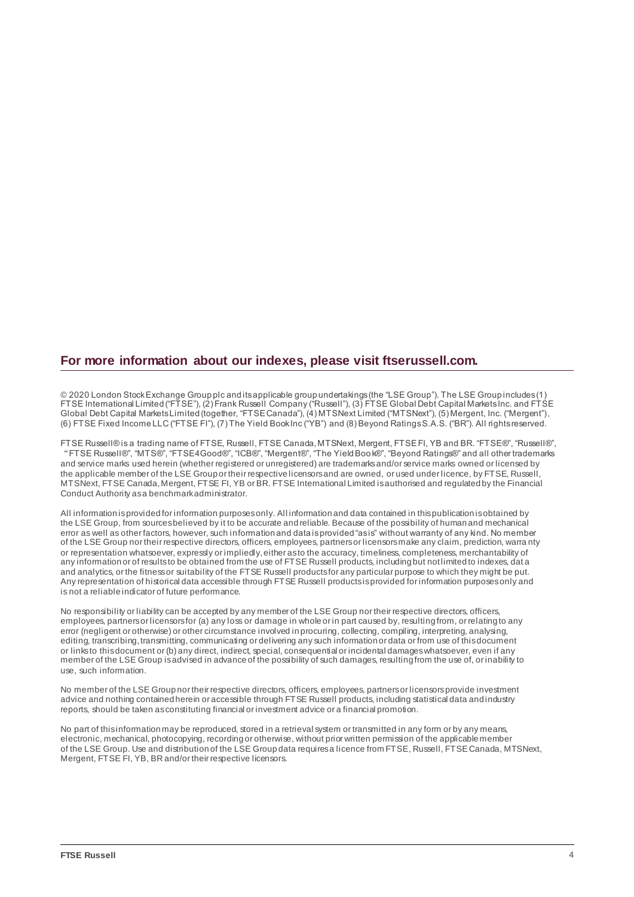## For more information about our indexes, please visit ftserussell.com.

© 2020 London Stock Exchange Group plc and its applicable group undertakings (the "LSE Group"). The LSE Group includes (1) FTSE International Limited ("FTSE"), (2) Frank Russell Company ("Russell"), (3) FTSE Global Debt Capital Markets Inc. and FTSE Global Debt Capital Markets Limited (together, "FTSE Canada"), (4) MTSNext Limited ("MTSNext"), (5) Mergent, Inc. ("Mergent"), (6) FTSE Fixed Income LLC ("FTSE FI"), (7) The Yield Book Inc ("YB") and (8) Beyond Ratings S.A.S. ("BR"). All rights reserved.

FTSE Russell® is a trading name of FTSE, Russell, FTSE Canada, MTSNext, Mergent, FTSE FI, YB and BR. "FTSE®", "Russell®", "FTSE Russell®", "MTS®", "FTSE4Good®", "ICB®", "Mergent®", "The Yield Book®", "Beyond Ratings®" and all other trademarks and service marks used herein (whether registered or unregistered) are trademarks and/or service marks owned or licensed by the applicable member of the LSE Group or their respective licensors and are owned, or used under licence, by FTSE, Russell, MTSNext, FTSE Canada, Mergent, FTSE FI, YB or BR. FTSE International Limited is authorised and regulated by the Financial Conduct Authority as a benchmark administrator.

All information is provided for information purposes only. All information and data contained in this publication is obtained by the LSE Group, from sources believed by it to be accurate and reliable. Because of the possibility of human and mechanical error as well as other factors, however, such information and data is provided "as is" without warranty of any kind. No member of the LSE Group nor their respective directors, officers, employees, partners or licensors make any claim, prediction, warranty or representation whatsoever, expressly or impliedly, either as to the accuracy, timeliness, completeness, merchantability of any information or of results to be obtained from the use of FTSE Russell products, including but not limited to indexes, data and analytics, or the fitness or suitability of the FTSE Russell products for any particular purpose to which they might be put. Any representation of historical data accessible through FTSE Russell products is provided for information purposes only and is not a reliable indicator of future performance.

No responsibility or liability can be accepted by any member of the LSE Group nor their respective directors, officers, employees, partners or licensors for (a) any loss or damage in whole or in part caused by, resulting from, or relating to any error (negligent or otherwise) or other circumstance involved in procuring, collecting, compiling, interpreting, analysing, editing, transcribing, transmitting, communicating or delivering any such information or data or from use of this document or links to this document or (b) any direct, indirect, special, consequential or incidental damages whatsoever, even if any member of the LSE Group is advised in advance of the possibility of such damages, resulting from the use of, or inability to use, such information.

No member of the LSE Group nor their respective directors, officers, employees, partners or licensors provide investment advice and nothing contained herein or accessible through FTSE Russell products, including statistical data and industry reports, should be taken as constituting financial or investment advice or a financial promotion.

No part of this information may be reproduced, stored in a retrieval system or transmitted in any form or by any means, electronic, mechanical, photocopying, recording or otherwise, without prior written permission of the applicable member of the LSE Group. Use and distribution of the LSE Group data requires a licence from FTSE, Russell, FTSE Canada, MTSNext, Mergent, FTSE FI, YB, BR and/or their respective licensors.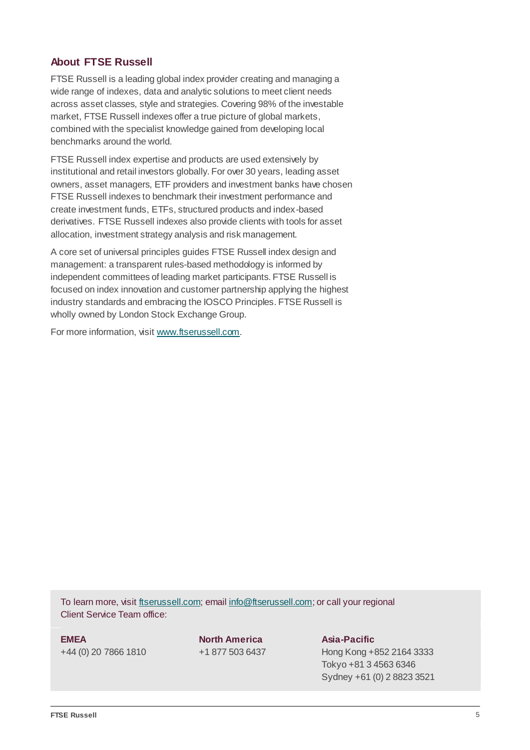## About FTSE Russell

FTSE Russell is a leading global index provider creating and managing a wide range of indexes, data and analytic solutions to meet client needs across asset classes, style and strategies. Covering 98% of the investable market, FTSE Russell indexes offer a true picture of global markets, combined with the specialist knowledge gained from developing local benchmarks around the world.

FTSE Russell index expertise and products are used extensively by institutional and retail investors globally. For over 30 years, leading asset owners, asset managers, ETF providers and investment banks have chosen FTSE Russell indexes to benchmark their investment performance and create investment funds, ETFs, structured products and index-based derivatives. FTSE Russell indexes also provide clients with tools for asset allocation, investment strategy analysis and risk management.

A core set of universal principles guides FTSE Russell index design and management: a transparent rules-based methodology is informed by independent committees of leading market participants. FTSE Russell is focused on index innovation and customer partnership applying the highest industry standards and embracing the IOSCO Principles. FTSE Russell is wholly owned by London Stock Exchange Group.

For more information, visit [www.ftserussell.com](http://www.ftserussell.com).

To learn more, visit [ftserussell.com](http://ftserussell.com); email [info@ftserussell.com](mailto:info@ftserussell.com); or call your regional Client Service Team office:

**EMEA**
+44 (0) 20 7866 1810

**North America**
+1 877 503 6437

**Asia-Pacific**
Hong Kong +852 2164 3333
Tokyo +81 3 4563 6346
Sydney +61 (0) 2 8823 3521